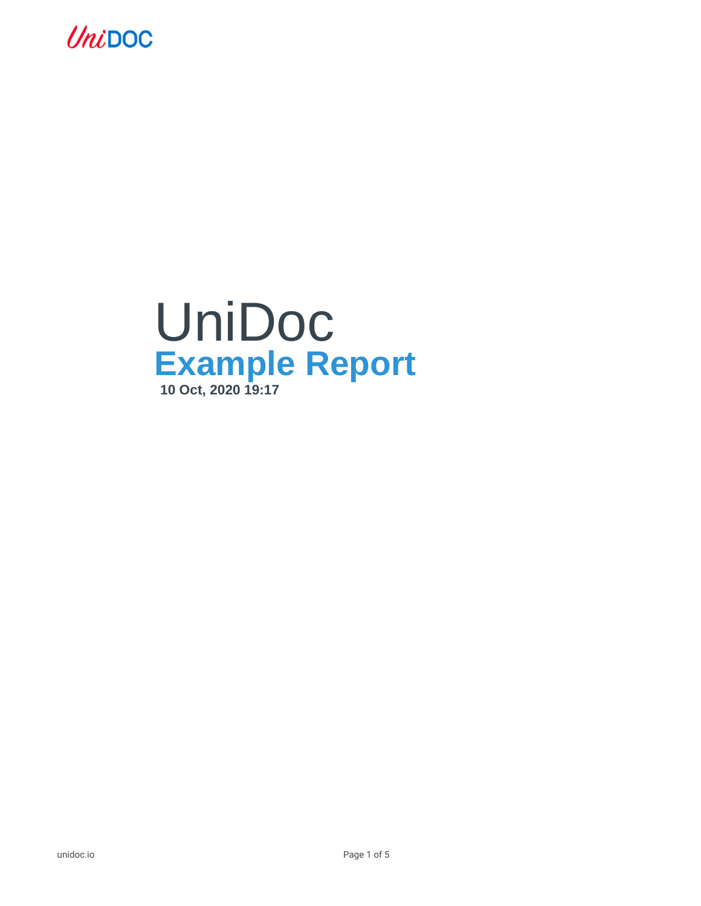# UniDoc

## Example Report

**10 Oct, 2020 19:17**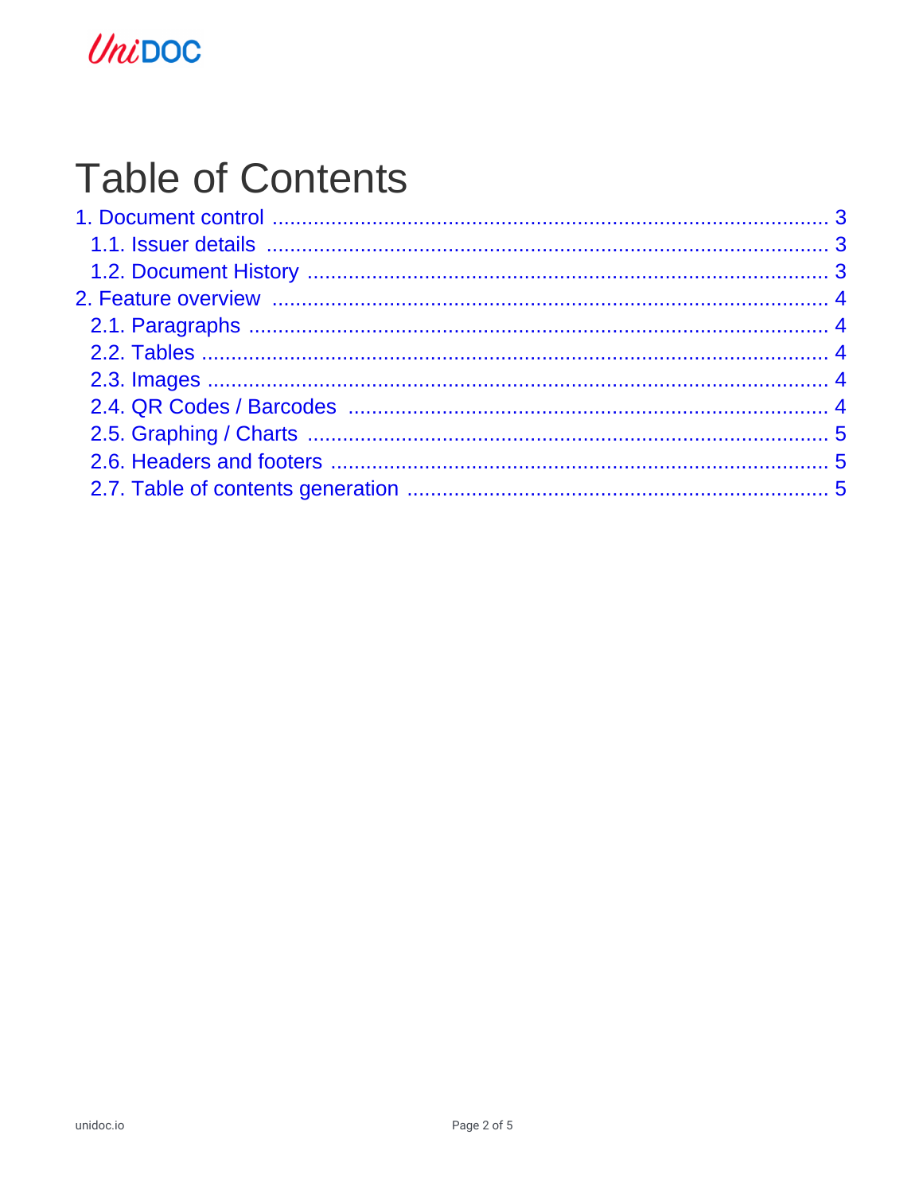# Table of Contents

1. Document control ........................................................................................ 3
   - 1.1. Issuer details ........................................................................................ 3
   - 1.2. Document History ................................................................................ 3
2. Feature overview ........................................................................................ 4
   - 2.1. Paragraphs ........................................................................................ 4
   - 2.2. Tables ................................................................................................ 4
   - 2.3. Images ................................................................................................ 4
   - 2.4. QR Codes / Barcodes ........................................................................ 4
   - 2.5. Graphing / Charts ............................................................................... 5
   - 2.6. Headers and footers ........................................................................... 5
   - 2.7. Table of contents generation ............................................................. 5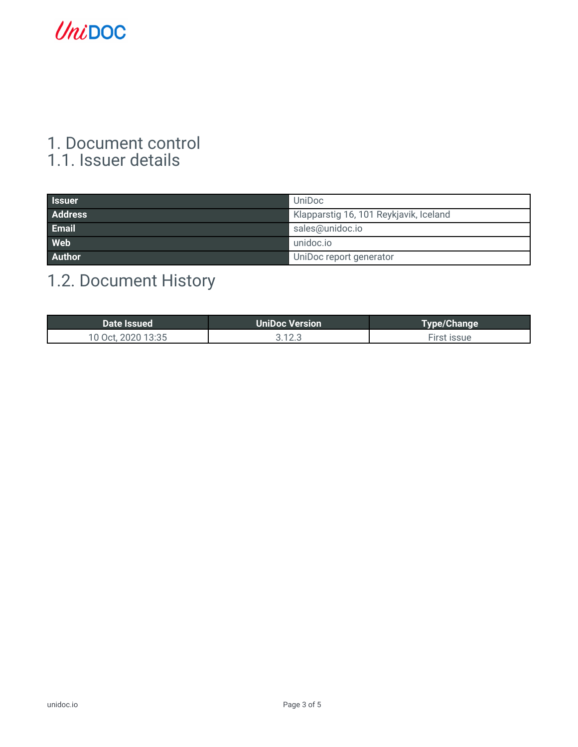# 1. Document control

## 1.1. Issuer details

| | |
|---|---|
| **Issuer** | UniDoc |
| **Address** | Klapparstig 16, 101 Reykjavik, Iceland |
| **Email** | sales@unidoc.io |
| **Web** | unidoc.io |
| **Author** | UniDoc report generator |

## 1.2. Document History

| Date Issued | UniDoc Version | Type/Change |
|---|---|---|
| 10 Oct, 2020 13:35 | 3.12.3 | First issue |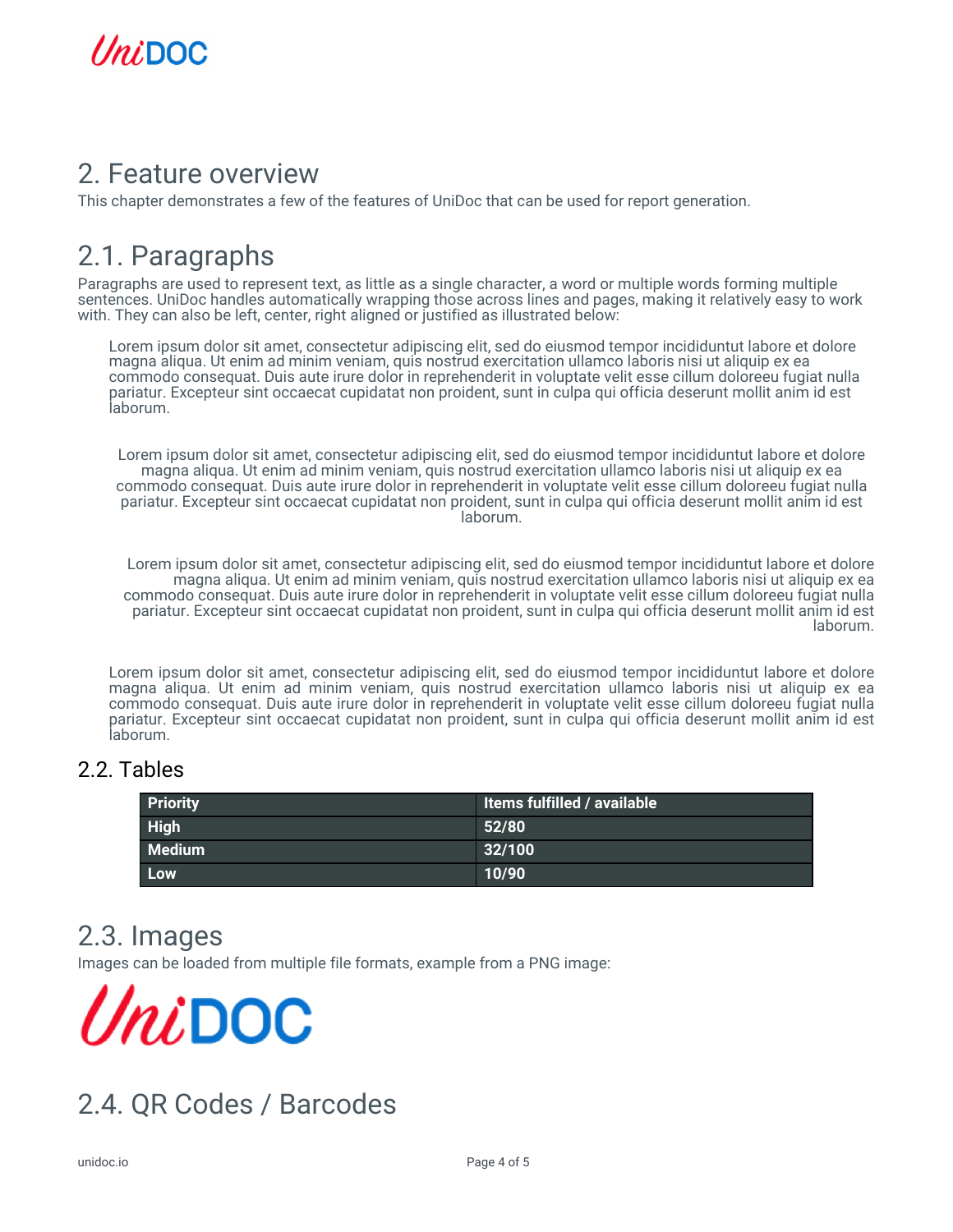# 2. Feature overview

This chapter demonstrates a few of the features of UniDoc that can be used for report generation.

## 2.1. Paragraphs

Paragraphs are used to represent text, as little as a single character, a word or multiple words forming multiple sentences. UniDoc handles automatically wrapping those across lines and pages, making it relatively easy to work with. They can also be left, center, right aligned or justified as illustrated below:

Lorem ipsum dolor sit amet, consectetur adipiscing elit, sed do eiusmod tempor incididuntut labore et dolore magna aliqua. Ut enim ad minim veniam, quis nostrud exercitation ullamco laboris nisi ut aliquip ex ea commodo consequat. Duis aute irure dolor in reprehenderit in voluptate velit esse cillum doloreeu fugiat nulla pariatur. Excepteur sint occaecat cupidatat non proident, sunt in culpa qui officia deserunt mollit anim id est laborum.

Lorem ipsum dolor sit amet, consectetur adipiscing elit, sed do eiusmod tempor incididuntut labore et dolore magna aliqua. Ut enim ad minim veniam, quis nostrud exercitation ullamco laboris nisi ut aliquip ex ea commodo consequat. Duis aute irure dolor in reprehenderit in voluptate velit esse cillum doloreeu fugiat nulla pariatur. Excepteur sint occaecat cupidatat non proident, sunt in culpa qui officia deserunt mollit anim id est laborum.

Lorem ipsum dolor sit amet, consectetur adipiscing elit, sed do eiusmod tempor incididuntut labore et dolore magna aliqua. Ut enim ad minim veniam, quis nostrud exercitation ullamco laboris nisi ut aliquip ex ea commodo consequat. Duis aute irure dolor in reprehenderit in voluptate velit esse cillum doloreeu fugiat nulla pariatur. Excepteur sint occaecat cupidatat non proident, sunt in culpa qui officia deserunt mollit anim id est laborum.

Lorem ipsum dolor sit amet, consectetur adipiscing elit, sed do eiusmod tempor incididuntut labore et dolore magna aliqua. Ut enim ad minim veniam, quis nostrud exercitation ullamco laboris nisi ut aliquip ex ea commodo consequat. Duis aute irure dolor in reprehenderit in voluptate velit esse cillum doloreeu fugiat nulla pariatur. Excepteur sint occaecat cupidatat non proident, sunt in culpa qui officia deserunt mollit anim id est laborum.

### 2.2. Tables

| Priority | Items fulfilled / available |
|---|---|
| **High** | **52/80** |
| **Medium** | **32/100** |
| **Low** | **10/90** |

## 2.3. Images

Images can be loaded from multiple file formats, example from a PNG image:

## 2.4. QR Codes / Barcodes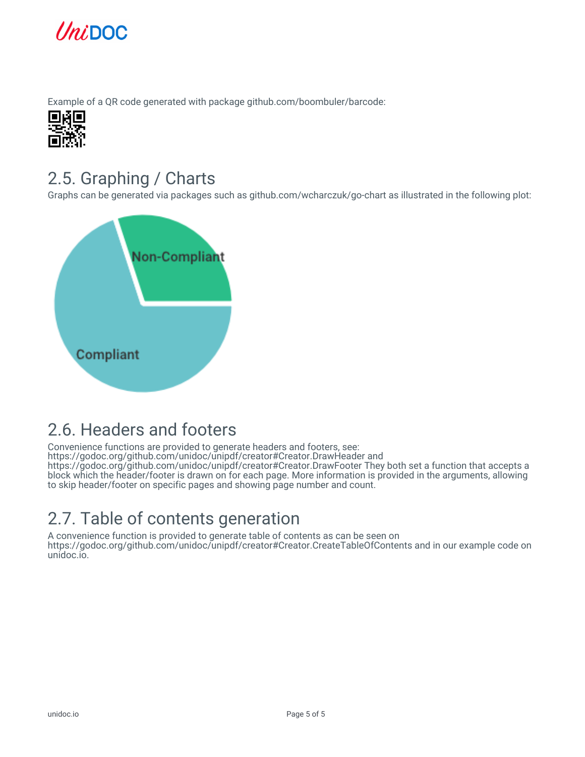Example of a QR code generated with package github.com/boombuler/barcode:

## 2.5. Graphing / Charts

Graphs can be generated via packages such as github.com/wcharczuk/go-chart as illustrated in the following plot:

Non-Compliant

Compliant

## 2.6. Headers and footers

Convenience functions are provided to generate headers and footers, see: https://godoc.org/github.com/unidoc/unipdf/creator#Creator.DrawHeader and https://godoc.org/github.com/unidoc/unipdf/creator#Creator.DrawFooter They both set a function that accepts a block which the header/footer is drawn on for each page. More information is provided in the arguments, allowing to skip header/footer on specific pages and showing page number and count.

## 2.7. Table of contents generation

A convenience function is provided to generate table of contents as can be seen on https://godoc.org/github.com/unidoc/unipdf/creator#Creator.CreateTableOfContents and in our example code on unidoc.io.